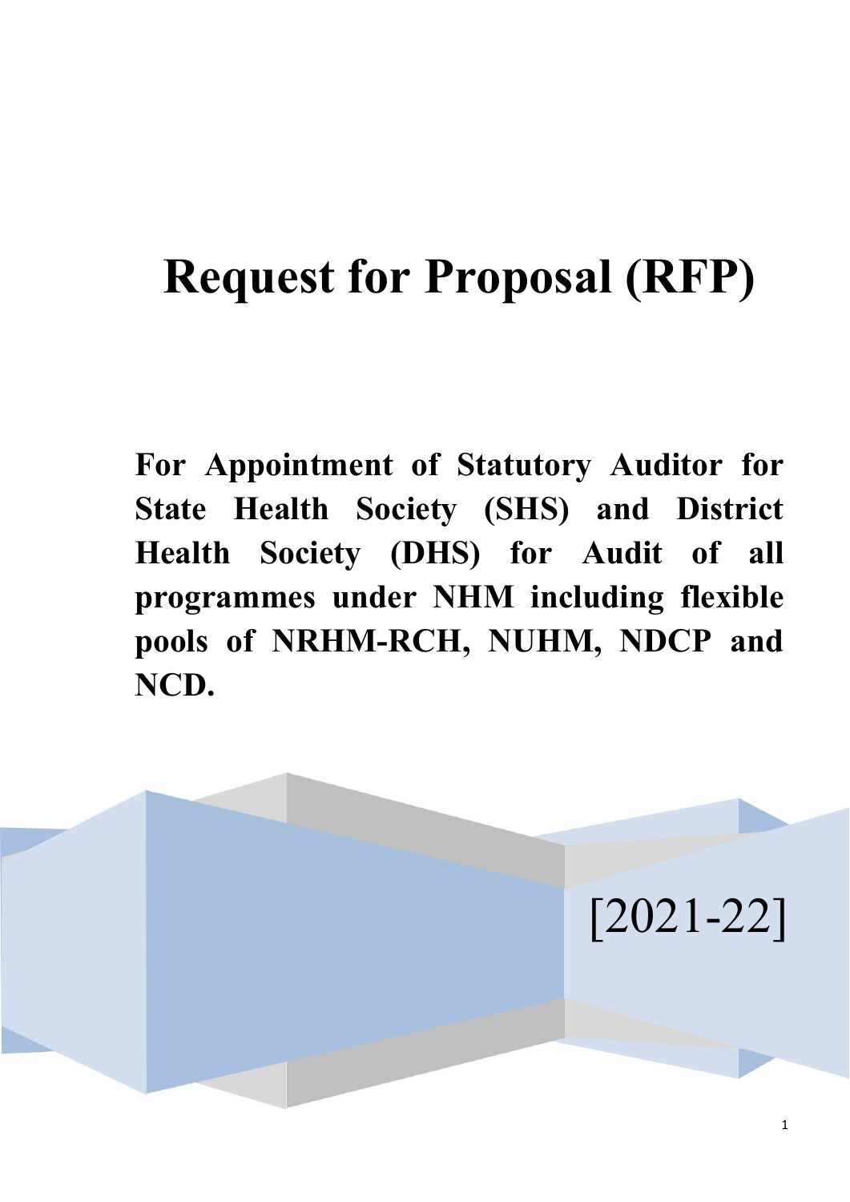# Request for Proposal (RFP)

**For Appointment of Statutory Auditor for State Health Society (SHS) and District Health Society (DHS) for Audit of all programmes under NHM including flexible pools of NRHM-RCH, NUHM, NDCP and NCD.**

[2021-22]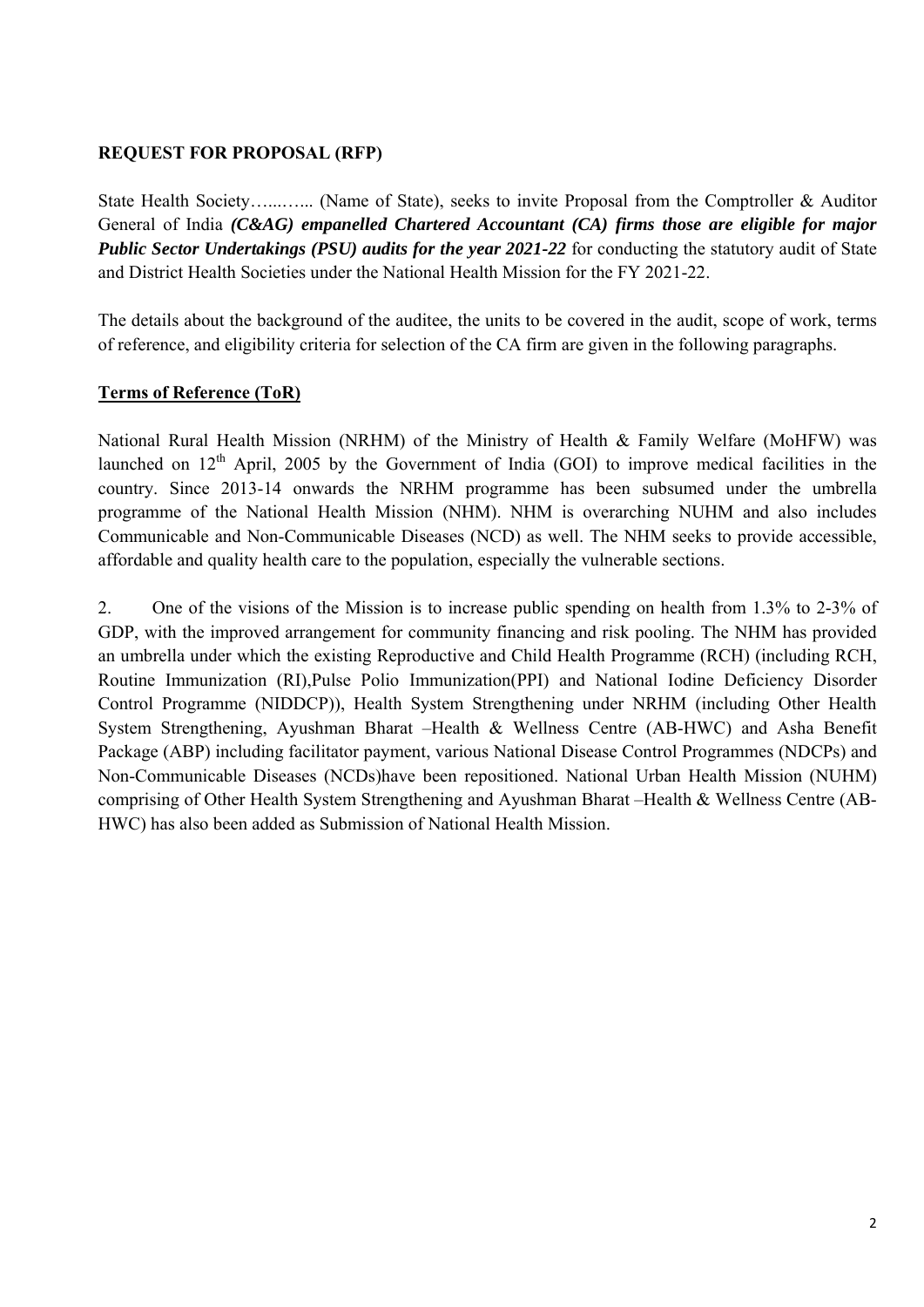**REQUEST FOR PROPOSAL (RFP)**

State Health Society…....….. (Name of State), seeks to invite Proposal from the Comptroller & Auditor General of India ***(C&AG) empanelled Chartered Accountant (CA) firms those are eligible for major Public Sector Undertakings (PSU) audits for the year 2021-22*** for conducting the statutory audit of State and District Health Societies under the National Health Mission for the FY 2021-22.

The details about the background of the auditee, the units to be covered in the audit, scope of work, terms of reference, and eligibility criteria for selection of the CA firm are given in the following paragraphs.

**Terms of Reference (ToR)**

National Rural Health Mission (NRHM) of the Ministry of Health & Family Welfare (MoHFW) was launched on 12th April, 2005 by the Government of India (GOI) to improve medical facilities in the country. Since 2013-14 onwards the NRHM programme has been subsumed under the umbrella programme of the National Health Mission (NHM). NHM is overarching NUHM and also includes Communicable and Non-Communicable Diseases (NCD) as well. The NHM seeks to provide accessible, affordable and quality health care to the population, especially the vulnerable sections.

2. One of the visions of the Mission is to increase public spending on health from 1.3% to 2-3% of GDP, with the improved arrangement for community financing and risk pooling. The NHM has provided an umbrella under which the existing Reproductive and Child Health Programme (RCH) (including RCH, Routine Immunization (RI),Pulse Polio Immunization(PPI) and National Iodine Deficiency Disorder Control Programme (NIDDCP)), Health System Strengthening under NRHM (including Other Health System Strengthening, Ayushman Bharat –Health & Wellness Centre (AB-HWC) and Asha Benefit Package (ABP) including facilitator payment, various National Disease Control Programmes (NDCPs) and Non-Communicable Diseases (NCDs)have been repositioned. National Urban Health Mission (NUHM) comprising of Other Health System Strengthening and Ayushman Bharat –Health & Wellness Centre (AB-HWC) has also been added as Submission of National Health Mission.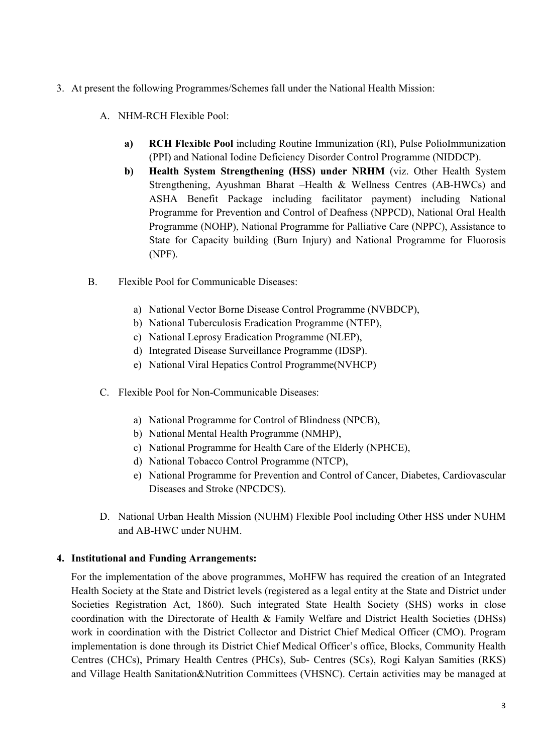3. At present the following Programmes/Schemes fall under the National Health Mission:

   A. NHM-RCH Flexible Pool:

      **a) RCH Flexible Pool** including Routine Immunization (RI), Pulse PolioImmunization (PPI) and National Iodine Deficiency Disorder Control Programme (NIDDCP).

      **b) Health System Strengthening (HSS) under NRHM** (viz. Other Health System Strengthening, Ayushman Bharat –Health & Wellness Centres (AB-HWCs) and ASHA Benefit Package including facilitator payment) including National Programme for Prevention and Control of Deafness (NPPCD), National Oral Health Programme (NOHP), National Programme for Palliative Care (NPPC), Assistance to State for Capacity building (Burn Injury) and National Programme for Fluorosis (NPF).

   B. Flexible Pool for Communicable Diseases:

      a) National Vector Borne Disease Control Programme (NVBDCP),
      b) National Tuberculosis Eradication Programme (NTEP),
      c) National Leprosy Eradication Programme (NLEP),
      d) Integrated Disease Surveillance Programme (IDSP).
      e) National Viral Hepatics Control Programme(NVHCP)

   C. Flexible Pool for Non-Communicable Diseases:

      a) National Programme for Control of Blindness (NPCB),
      b) National Mental Health Programme (NMHP),
      c) National Programme for Health Care of the Elderly (NPHCE),
      d) National Tobacco Control Programme (NTCP),
      e) National Programme for Prevention and Control of Cancer, Diabetes, Cardiovascular Diseases and Stroke (NPCDCS).

   D. National Urban Health Mission (NUHM) Flexible Pool including Other HSS under NUHM and AB-HWC under NUHM.

**4. Institutional and Funding Arrangements:**

For the implementation of the above programmes, MoHFW has required the creation of an Integrated Health Society at the State and District levels (registered as a legal entity at the State and District under Societies Registration Act, 1860). Such integrated State Health Society (SHS) works in close coordination with the Directorate of Health & Family Welfare and District Health Societies (DHSs) work in coordination with the District Collector and District Chief Medical Officer (CMO). Program implementation is done through its District Chief Medical Officer's office, Blocks, Community Health Centres (CHCs), Primary Health Centres (PHCs), Sub- Centres (SCs), Rogi Kalyan Samities (RKS) and Village Health Sanitation&Nutrition Committees (VHSNC). Certain activities may be managed at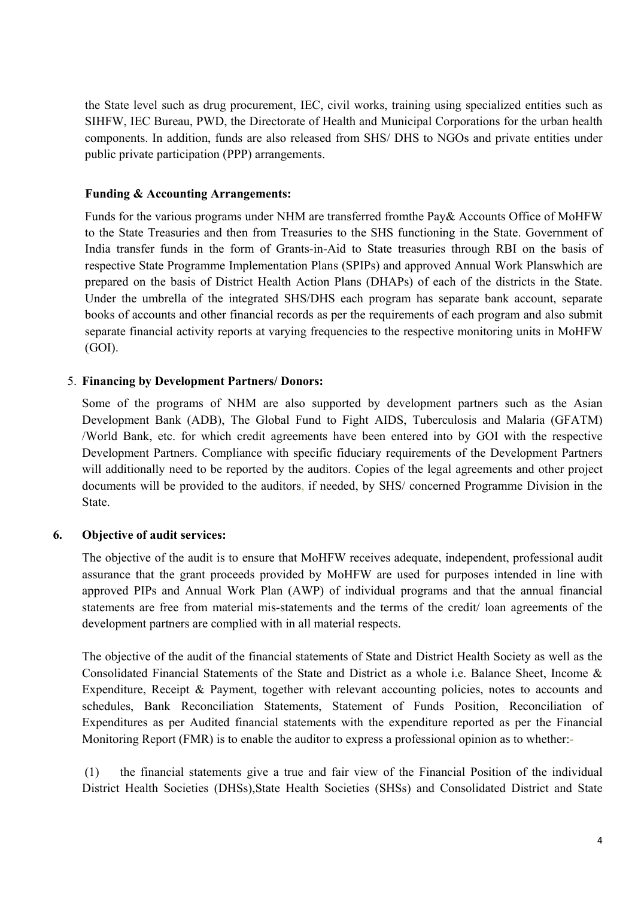the State level such as drug procurement, IEC, civil works, training using specialized entities such as SIHFW, IEC Bureau, PWD, the Directorate of Health and Municipal Corporations for the urban health components. In addition, funds are also released from SHS/ DHS to NGOs and private entities under public private participation (PPP) arrangements.

**Funding & Accounting Arrangements:**

Funds for the various programs under NHM are transferred fromthe Pay& Accounts Office of MoHFW to the State Treasuries and then from Treasuries to the SHS functioning in the State. Government of India transfer funds in the form of Grants-in-Aid to State treasuries through RBI on the basis of respective State Programme Implementation Plans (SPIPs) and approved Annual Work Planswhich are prepared on the basis of District Health Action Plans (DHAPs) of each of the districts in the State. Under the umbrella of the integrated SHS/DHS each program has separate bank account, separate books of accounts and other financial records as per the requirements of each program and also submit separate financial activity reports at varying frequencies to the respective monitoring units in MoHFW (GOI).

5. **Financing by Development Partners/ Donors:**

Some of the programs of NHM are also supported by development partners such as the Asian Development Bank (ADB), The Global Fund to Fight AIDS, Tuberculosis and Malaria (GFATM) /World Bank, etc. for which credit agreements have been entered into by GOI with the respective Development Partners. Compliance with specific fiduciary requirements of the Development Partners will additionally need to be reported by the auditors. Copies of the legal agreements and other project documents will be provided to the auditors, if needed, by SHS/ concerned Programme Division in the State.

**6. Objective of audit services:**

The objective of the audit is to ensure that MoHFW receives adequate, independent, professional audit assurance that the grant proceeds provided by MoHFW are used for purposes intended in line with approved PIPs and Annual Work Plan (AWP) of individual programs and that the annual financial statements are free from material mis-statements and the terms of the credit/ loan agreements of the development partners are complied with in all material respects.

The objective of the audit of the financial statements of State and District Health Society as well as the Consolidated Financial Statements of the State and District as a whole i.e. Balance Sheet, Income & Expenditure, Receipt & Payment, together with relevant accounting policies, notes to accounts and schedules, Bank Reconciliation Statements, Statement of Funds Position, Reconciliation of Expenditures as per Audited financial statements with the expenditure reported as per the Financial Monitoring Report (FMR) is to enable the auditor to express a professional opinion as to whether:-

(1) the financial statements give a true and fair view of the Financial Position of the individual District Health Societies (DHSs),State Health Societies (SHSs) and Consolidated District and State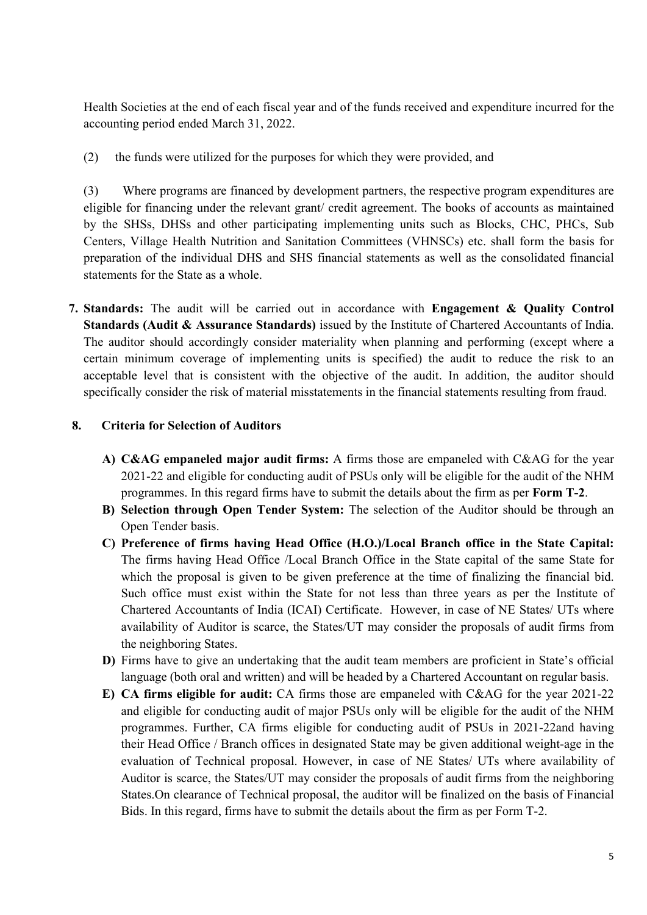Health Societies at the end of each fiscal year and of the funds received and expenditure incurred for the accounting period ended March 31, 2022.

(2) the funds were utilized for the purposes for which they were provided, and

(3) Where programs are financed by development partners, the respective program expenditures are eligible for financing under the relevant grant/ credit agreement. The books of accounts as maintained by the SHSs, DHSs and other participating implementing units such as Blocks, CHC, PHCs, Sub Centers, Village Health Nutrition and Sanitation Committees (VHNSCs) etc. shall form the basis for preparation of the individual DHS and SHS financial statements as well as the consolidated financial statements for the State as a whole.

7. **Standards:** The audit will be carried out in accordance with **Engagement & Quality Control Standards (Audit & Assurance Standards)** issued by the Institute of Chartered Accountants of India. The auditor should accordingly consider materiality when planning and performing (except where a certain minimum coverage of implementing units is specified) the audit to reduce the risk to an acceptable level that is consistent with the objective of the audit. In addition, the auditor should specifically consider the risk of material misstatements in the financial statements resulting from fraud.

8. **Criteria for Selection of Auditors**

   A) **C&AG empaneled major audit firms:** A firms those are empaneled with C&AG for the year 2021-22 and eligible for conducting audit of PSUs only will be eligible for the audit of the NHM programmes. In this regard firms have to submit the details about the firm as per **Form T-2**.

   B) **Selection through Open Tender System:** The selection of the Auditor should be through an Open Tender basis.

   C) **Preference of firms having Head Office (H.O.)/Local Branch office in the State Capital:** The firms having Head Office /Local Branch Office in the State capital of the same State for which the proposal is given to be given preference at the time of finalizing the financial bid. Such office must exist within the State for not less than three years as per the Institute of Chartered Accountants of India (ICAI) Certificate. However, in case of NE States/ UTs where availability of Auditor is scarce, the States/UT may consider the proposals of audit firms from the neighboring States.

   D) Firms have to give an undertaking that the audit team members are proficient in State's official language (both oral and written) and will be headed by a Chartered Accountant on regular basis.

   E) **CA firms eligible for audit:** CA firms those are empaneled with C&AG for the year 2021-22 and eligible for conducting audit of major PSUs only will be eligible for the audit of the NHM programmes. Further, CA firms eligible for conducting audit of PSUs in 2021-22and having their Head Office / Branch offices in designated State may be given additional weight-age in the evaluation of Technical proposal. However, in case of NE States/ UTs where availability of Auditor is scarce, the States/UT may consider the proposals of audit firms from the neighboring States.On clearance of Technical proposal, the auditor will be finalized on the basis of Financial Bids. In this regard, firms have to submit the details about the firm as per Form T-2.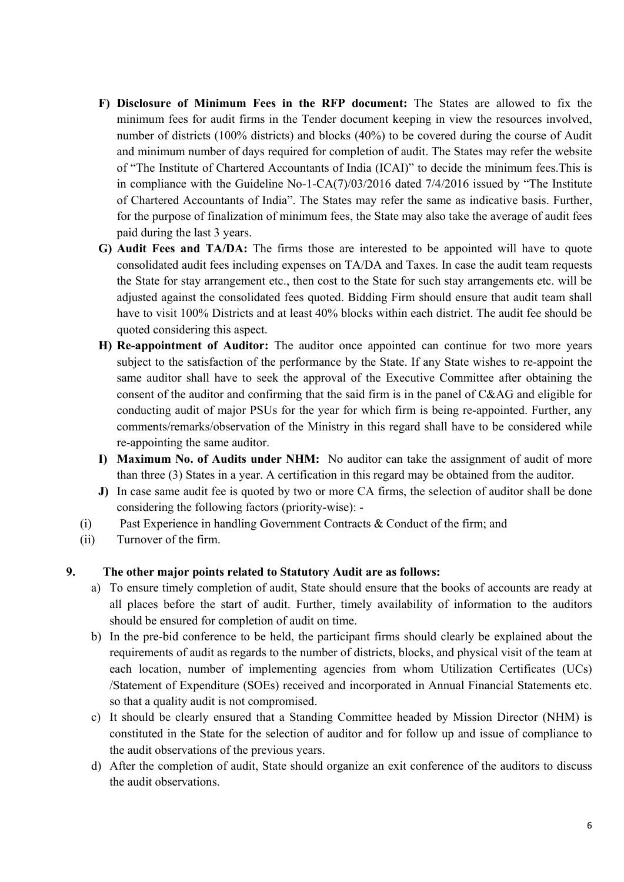F) **Disclosure of Minimum Fees in the RFP document:** The States are allowed to fix the minimum fees for audit firms in the Tender document keeping in view the resources involved, number of districts (100% districts) and blocks (40%) to be covered during the course of Audit and minimum number of days required for completion of audit. The States may refer the website of "The Institute of Chartered Accountants of India (ICAI)" to decide the minimum fees.This is in compliance with the Guideline No-1-CA(7)/03/2016 dated 7/4/2016 issued by "The Institute of Chartered Accountants of India". The States may refer the same as indicative basis. Further, for the purpose of finalization of minimum fees, the State may also take the average of audit fees paid during the last 3 years.

G) **Audit Fees and TA/DA:** The firms those are interested to be appointed will have to quote consolidated audit fees including expenses on TA/DA and Taxes. In case the audit team requests the State for stay arrangement etc., then cost to the State for such stay arrangements etc. will be adjusted against the consolidated fees quoted. Bidding Firm should ensure that audit team shall have to visit 100% Districts and at least 40% blocks within each district. The audit fee should be quoted considering this aspect.

H) **Re-appointment of Auditor:** The auditor once appointed can continue for two more years subject to the satisfaction of the performance by the State. If any State wishes to re-appoint the same auditor shall have to seek the approval of the Executive Committee after obtaining the consent of the auditor and confirming that the said firm is in the panel of C&AG and eligible for conducting audit of major PSUs for the year for which firm is being re-appointed. Further, any comments/remarks/observation of the Ministry in this regard shall have to be considered while re-appointing the same auditor.

I) **Maximum No. of Audits under NHM:** No auditor can take the assignment of audit of more than three (3) States in a year. A certification in this regard may be obtained from the auditor.

J) In case same audit fee is quoted by two or more CA firms, the selection of auditor shall be done considering the following factors (priority-wise): -

(i) Past Experience in handling Government Contracts & Conduct of the firm; and

(ii) Turnover of the firm.

**9. The other major points related to Statutory Audit are as follows:**

a) To ensure timely completion of audit, State should ensure that the books of accounts are ready at all places before the start of audit. Further, timely availability of information to the auditors should be ensured for completion of audit on time.

b) In the pre-bid conference to be held, the participant firms should clearly be explained about the requirements of audit as regards to the number of districts, blocks, and physical visit of the team at each location, number of implementing agencies from whom Utilization Certificates (UCs) /Statement of Expenditure (SOEs) received and incorporated in Annual Financial Statements etc. so that a quality audit is not compromised.

c) It should be clearly ensured that a Standing Committee headed by Mission Director (NHM) is constituted in the State for the selection of auditor and for follow up and issue of compliance to the audit observations of the previous years.

d) After the completion of audit, State should organize an exit conference of the auditors to discuss the audit observations.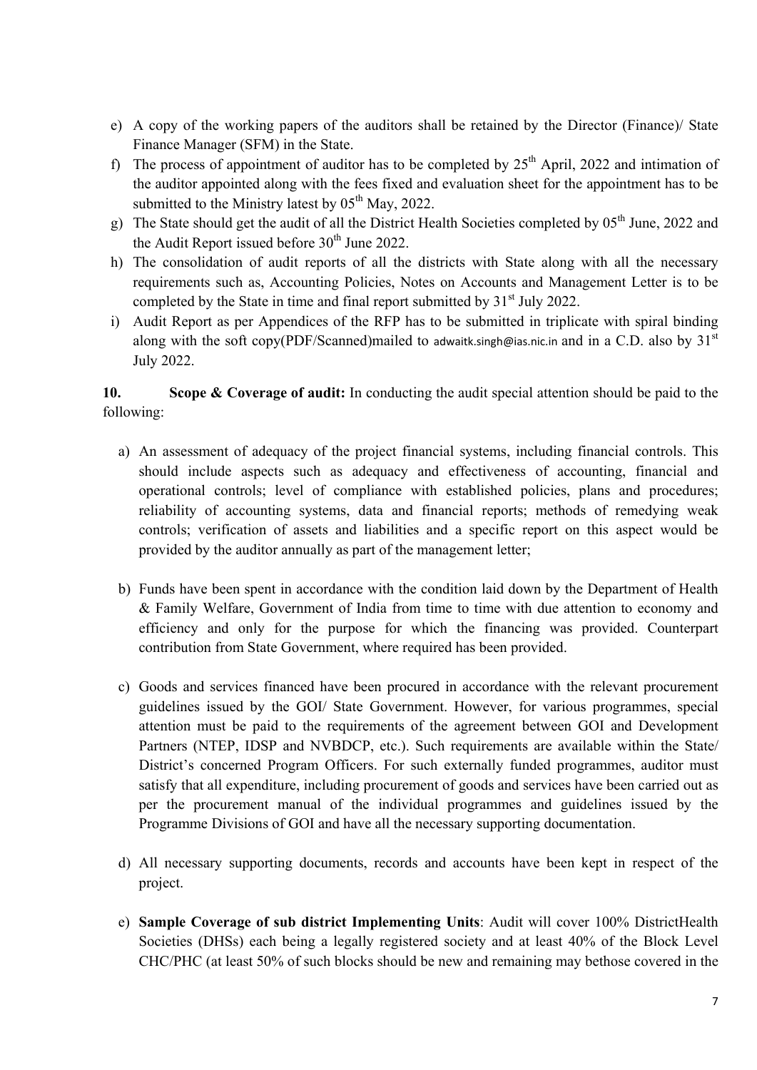e) A copy of the working papers of the auditors shall be retained by the Director (Finance)/ State Finance Manager (SFM) in the State.

f) The process of appointment of auditor has to be completed by 25th April, 2022 and intimation of the auditor appointed along with the fees fixed and evaluation sheet for the appointment has to be submitted to the Ministry latest by 05th May, 2022.

g) The State should get the audit of all the District Health Societies completed by 05th June, 2022 and the Audit Report issued before 30th June 2022.

h) The consolidation of audit reports of all the districts with State along with all the necessary requirements such as, Accounting Policies, Notes on Accounts and Management Letter is to be completed by the State in time and final report submitted by 31st July 2022.

i) Audit Report as per Appendices of the RFP has to be submitted in triplicate with spiral binding along with the soft copy(PDF/Scanned)mailed to adwaitk.singh@ias.nic.in and in a C.D. also by 31st July 2022.

**10. Scope & Coverage of audit:** In conducting the audit special attention should be paid to the following:

a) An assessment of adequacy of the project financial systems, including financial controls. This should include aspects such as adequacy and effectiveness of accounting, financial and operational controls; level of compliance with established policies, plans and procedures; reliability of accounting systems, data and financial reports; methods of remedying weak controls; verification of assets and liabilities and a specific report on this aspect would be provided by the auditor annually as part of the management letter;

b) Funds have been spent in accordance with the condition laid down by the Department of Health & Family Welfare, Government of India from time to time with due attention to economy and efficiency and only for the purpose for which the financing was provided. Counterpart contribution from State Government, where required has been provided.

c) Goods and services financed have been procured in accordance with the relevant procurement guidelines issued by the GOI/ State Government. However, for various programmes, special attention must be paid to the requirements of the agreement between GOI and Development Partners (NTEP, IDSP and NVBDCP, etc.). Such requirements are available within the State/ District's concerned Program Officers. For such externally funded programmes, auditor must satisfy that all expenditure, including procurement of goods and services have been carried out as per the procurement manual of the individual programmes and guidelines issued by the Programme Divisions of GOI and have all the necessary supporting documentation.

d) All necessary supporting documents, records and accounts have been kept in respect of the project.

e) **Sample Coverage of sub district Implementing Units**: Audit will cover 100% DistrictHealth Societies (DHSs) each being a legally registered society and at least 40% of the Block Level CHC/PHC (at least 50% of such blocks should be new and remaining may bethose covered in the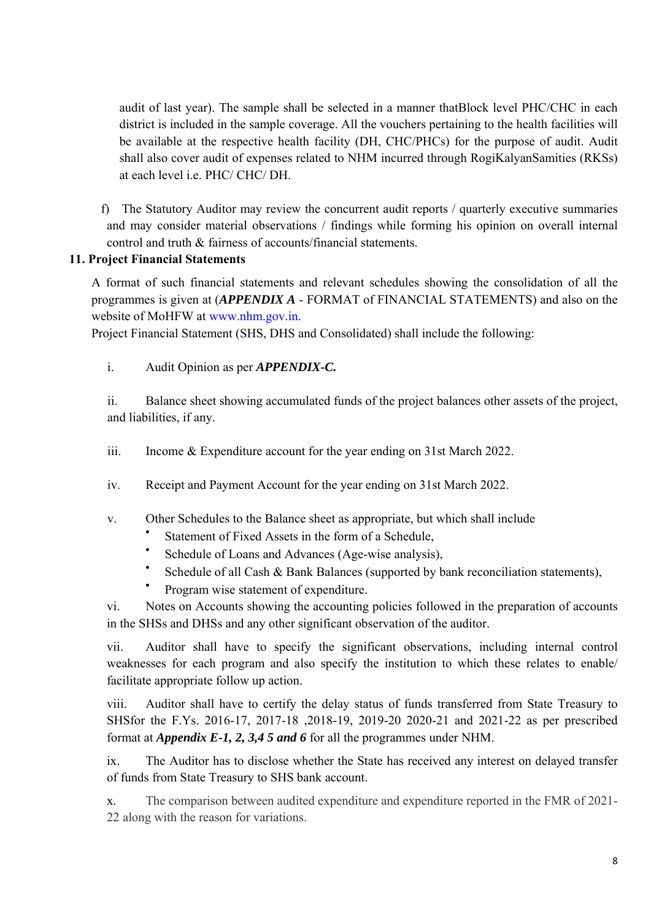audit of last year). The sample shall be selected in a manner thatBlock level PHC/CHC in each district is included in the sample coverage. All the vouchers pertaining to the health facilities will be available at the respective health facility (DH, CHC/PHCs) for the purpose of audit. Audit shall also cover audit of expenses related to NHM incurred through RogiKalyanSamities (RKSs) at each level i.e. PHC/ CHC/ DH.

f) The Statutory Auditor may review the concurrent audit reports / quarterly executive summaries and may consider material observations / findings while forming his opinion on overall internal control and truth & fairness of accounts/financial statements.

**11. Project Financial Statements**

A format of such financial statements and relevant schedules showing the consolidation of all the programmes is given at (***APPENDIX A*** - FORMAT of FINANCIAL STATEMENTS) and also on the website of MoHFW at www.nhm.gov.in.

Project Financial Statement (SHS, DHS and Consolidated) shall include the following:

i. Audit Opinion as per ***APPENDIX-C.***

ii. Balance sheet showing accumulated funds of the project balances other assets of the project, and liabilities, if any.

iii. Income & Expenditure account for the year ending on 31st March 2022.

iv. Receipt and Payment Account for the year ending on 31st March 2022.

v. Other Schedules to the Balance sheet as appropriate, but which shall include
- Statement of Fixed Assets in the form of a Schedule,
- Schedule of Loans and Advances (Age-wise analysis),
- Schedule of all Cash & Bank Balances (supported by bank reconciliation statements),
- Program wise statement of expenditure.

vi. Notes on Accounts showing the accounting policies followed in the preparation of accounts in the SHSs and DHSs and any other significant observation of the auditor.

vii. Auditor shall have to specify the significant observations, including internal control weaknesses for each program and also specify the institution to which these relates to enable/ facilitate appropriate follow up action.

viii. Auditor shall have to certify the delay status of funds transferred from State Treasury to SHSfor the F.Ys. 2016-17, 2017-18 ,2018-19, 2019-20 2020-21 and 2021-22 as per prescribed format at ***Appendix E-1, 2, 3,4 5 and 6*** for all the programmes under NHM.

ix. The Auditor has to disclose whether the State has received any interest on delayed transfer of funds from State Treasury to SHS bank account.

x. The comparison between audited expenditure and expenditure reported in the FMR of 2021-22 along with the reason for variations.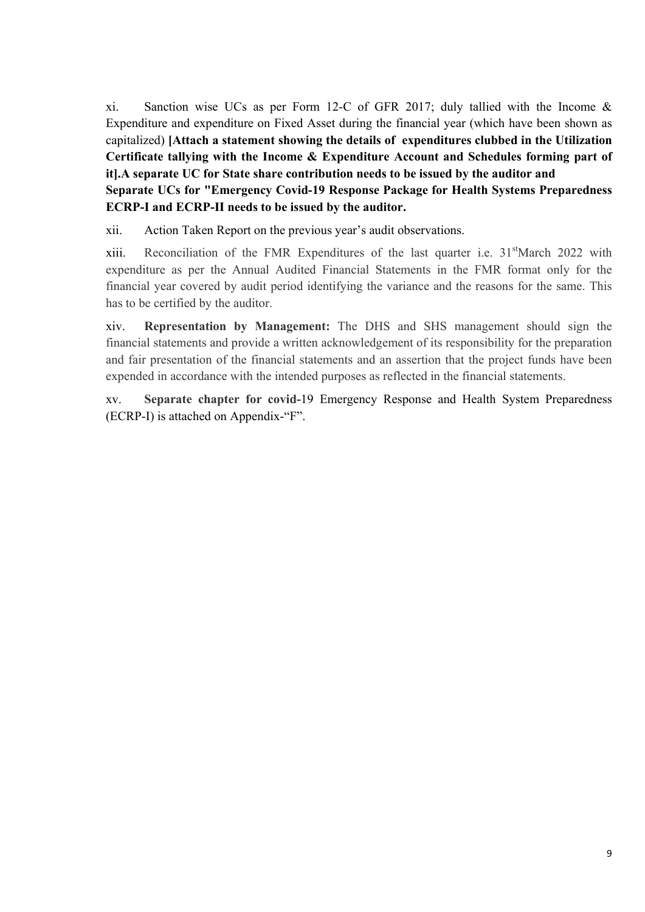xi. Sanction wise UCs as per Form 12-C of GFR 2017; duly tallied with the Income & Expenditure and expenditure on Fixed Asset during the financial year (which have been shown as capitalized) **[Attach a statement showing the details of expenditures clubbed in the Utilization Certificate tallying with the Income & Expenditure Account and Schedules forming part of it].A separate UC for State share contribution needs to be issued by the auditor and Separate UCs for "Emergency Covid-19 Response Package for Health Systems Preparedness ECRP-I and ECRP-II needs to be issued by the auditor.**

xii. Action Taken Report on the previous year's audit observations.

xiii. Reconciliation of the FMR Expenditures of the last quarter i.e. 31st March 2022 with expenditure as per the Annual Audited Financial Statements in the FMR format only for the financial year covered by audit period identifying the variance and the reasons for the same. This has to be certified by the auditor.

xiv. **Representation by Management:** The DHS and SHS management should sign the financial statements and provide a written acknowledgement of its responsibility for the preparation and fair presentation of the financial statements and an assertion that the project funds have been expended in accordance with the intended purposes as reflected in the financial statements.

xv. **Separate chapter for covid-**19 Emergency Response and Health System Preparedness (ECRP-I) is attached on Appendix-"F".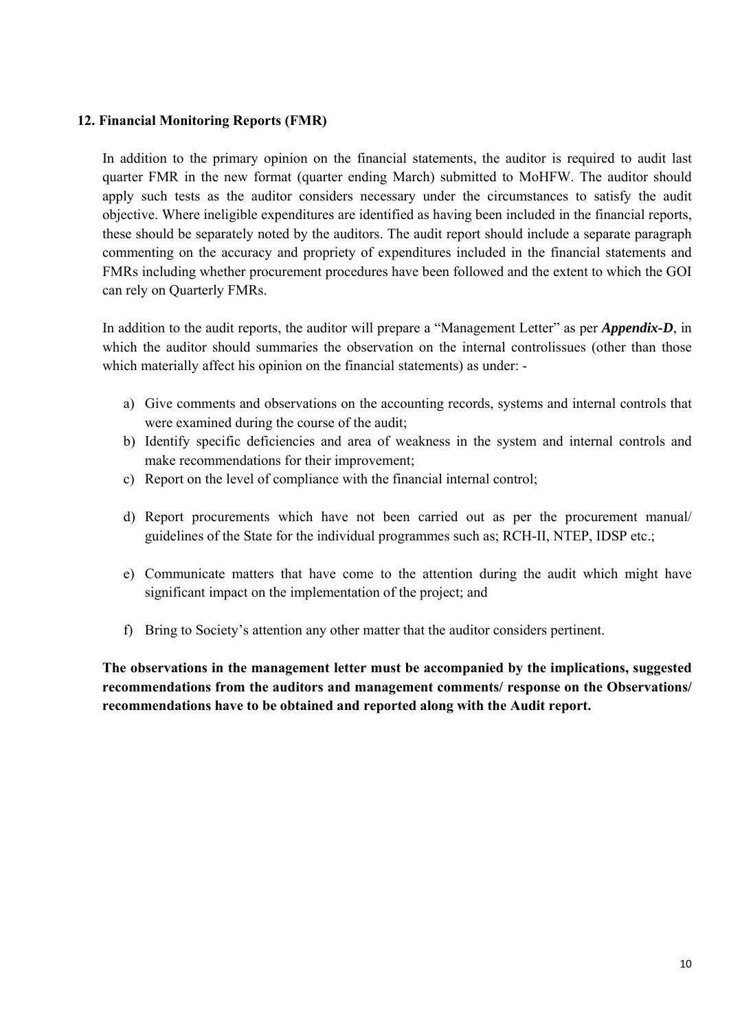## 12. Financial Monitoring Reports (FMR)

In addition to the primary opinion on the financial statements, the auditor is required to audit last quarter FMR in the new format (quarter ending March) submitted to MoHFW. The auditor should apply such tests as the auditor considers necessary under the circumstances to satisfy the audit objective. Where ineligible expenditures are identified as having been included in the financial reports, these should be separately noted by the auditors. The audit report should include a separate paragraph commenting on the accuracy and propriety of expenditures included in the financial statements and FMRs including whether procurement procedures have been followed and the extent to which the GOI can rely on Quarterly FMRs.

In addition to the audit reports, the auditor will prepare a "Management Letter" as per ***Appendix-D***, in which the auditor should summaries the observation on the internal controlissues (other than those which materially affect his opinion on the financial statements) as under: -

a) Give comments and observations on the accounting records, systems and internal controls that were examined during the course of the audit;
b) Identify specific deficiencies and area of weakness in the system and internal controls and make recommendations for their improvement;
c) Report on the level of compliance with the financial internal control;
d) Report procurements which have not been carried out as per the procurement manual/ guidelines of the State for the individual programmes such as; RCH-II, NTEP, IDSP etc.;
e) Communicate matters that have come to the attention during the audit which might have significant impact on the implementation of the project; and
f) Bring to Society's attention any other matter that the auditor considers pertinent.

**The observations in the management letter must be accompanied by the implications, suggested recommendations from the auditors and management comments/ response on the Observations/ recommendations have to be obtained and reported along with the Audit report.**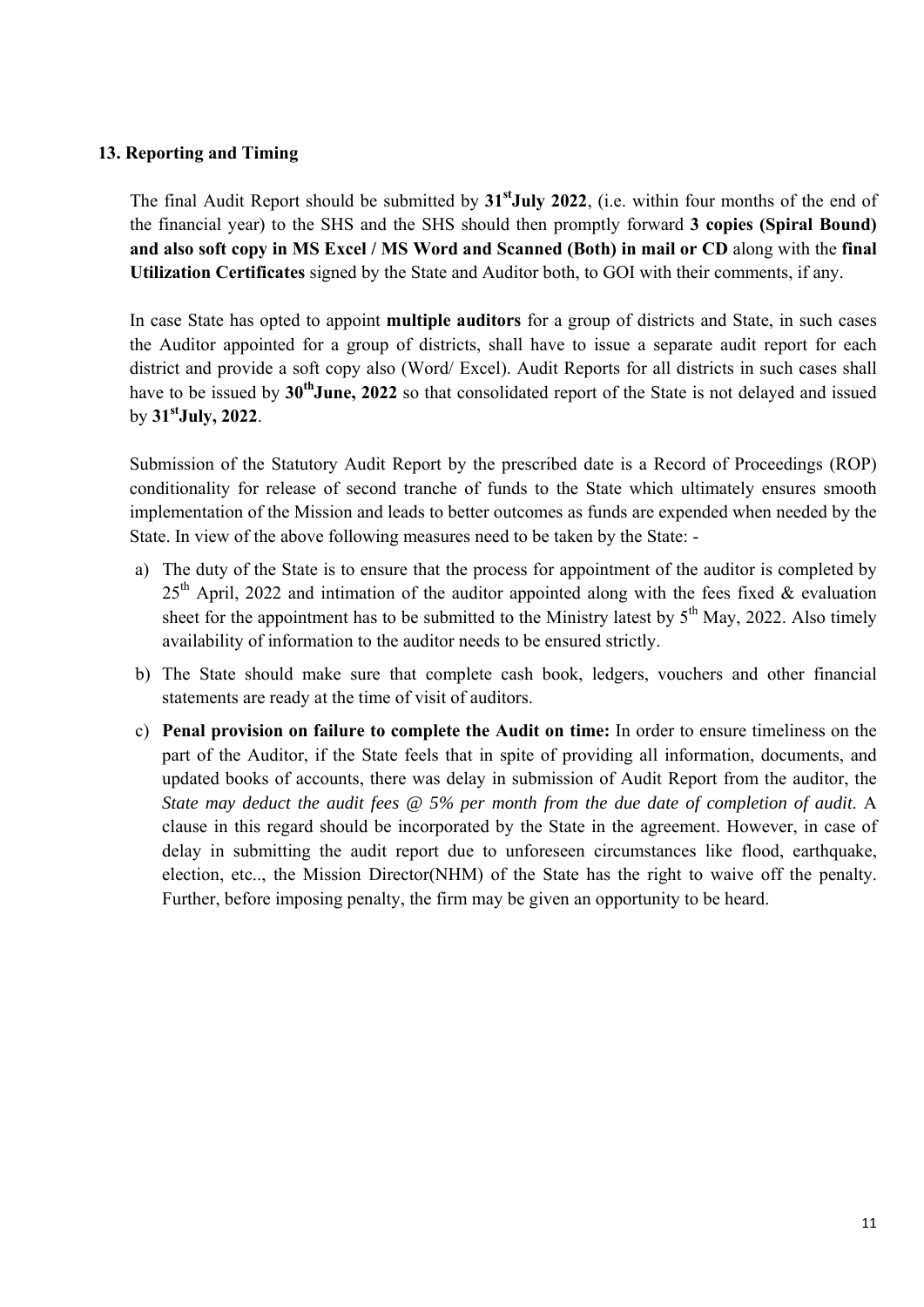## 13. Reporting and Timing

The final Audit Report should be submitted by **31st July 2022**, (i.e. within four months of the end of the financial year) to the SHS and the SHS should then promptly forward **3 copies (Spiral Bound) and also soft copy in MS Excel / MS Word and Scanned (Both) in mail or CD** along with the **final Utilization Certificates** signed by the State and Auditor both, to GOI with their comments, if any.

In case State has opted to appoint **multiple auditors** for a group of districts and State, in such cases the Auditor appointed for a group of districts, shall have to issue a separate audit report for each district and provide a soft copy also (Word/ Excel). Audit Reports for all districts in such cases shall have to be issued by **30th June, 2022** so that consolidated report of the State is not delayed and issued by **31st July, 2022**.

Submission of the Statutory Audit Report by the prescribed date is a Record of Proceedings (ROP) conditionality for release of second tranche of funds to the State which ultimately ensures smooth implementation of the Mission and leads to better outcomes as funds are expended when needed by the State. In view of the above following measures need to be taken by the State: -

a) The duty of the State is to ensure that the process for appointment of the auditor is completed by 25th April, 2022 and intimation of the auditor appointed along with the fees fixed & evaluation sheet for the appointment has to be submitted to the Ministry latest by 5th May, 2022. Also timely availability of information to the auditor needs to be ensured strictly.

b) The State should make sure that complete cash book, ledgers, vouchers and other financial statements are ready at the time of visit of auditors.

c) **Penal provision on failure to complete the Audit on time:** In order to ensure timeliness on the part of the Auditor, if the State feels that in spite of providing all information, documents, and updated books of accounts, there was delay in submission of Audit Report from the auditor, the *State may deduct the audit fees @ 5% per month from the due date of completion of audit*. A clause in this regard should be incorporated by the State in the agreement. However, in case of delay in submitting the audit report due to unforeseen circumstances like flood, earthquake, election, etc.., the Mission Director(NHM) of the State has the right to waive off the penalty. Further, before imposing penalty, the firm may be given an opportunity to be heard.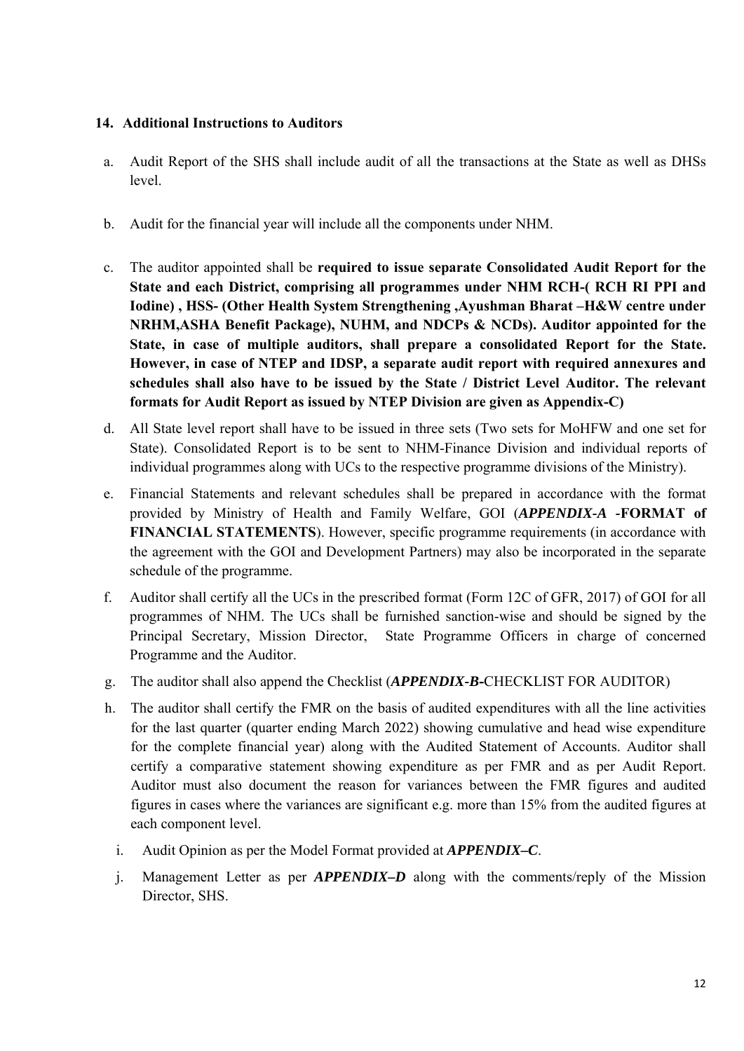## 14. Additional Instructions to Auditors

a. Audit Report of the SHS shall include audit of all the transactions at the State as well as DHSs level.

b. Audit for the financial year will include all the components under NHM.

c. The auditor appointed shall be **required to issue separate Consolidated Audit Report for the State and each District, comprising all programmes under NHM RCH-( RCH RI PPI and Iodine) , HSS- (Other Health System Strengthening ,Ayushman Bharat –H&W centre under NRHM,ASHA Benefit Package), NUHM, and NDCPs & NCDs). Auditor appointed for the State, in case of multiple auditors, shall prepare a consolidated Report for the State. However, in case of NTEP and IDSP, a separate audit report with required annexures and schedules shall also have to be issued by the State / District Level Auditor. The relevant formats for Audit Report as issued by NTEP Division are given as Appendix-C)**

d. All State level report shall have to be issued in three sets (Two sets for MoHFW and one set for State). Consolidated Report is to be sent to NHM-Finance Division and individual reports of individual programmes along with UCs to the respective programme divisions of the Ministry).

e. Financial Statements and relevant schedules shall be prepared in accordance with the format provided by Ministry of Health and Family Welfare, GOI (***APPENDIX-A*** -**FORMAT of FINANCIAL STATEMENTS**). However, specific programme requirements (in accordance with the agreement with the GOI and Development Partners) may also be incorporated in the separate schedule of the programme.

f. Auditor shall certify all the UCs in the prescribed format (Form 12C of GFR, 2017) of GOI for all programmes of NHM. The UCs shall be furnished sanction-wise and should be signed by the Principal Secretary, Mission Director, State Programme Officers in charge of concerned Programme and the Auditor.

g. The auditor shall also append the Checklist (***APPENDIX-B-***CHECKLIST FOR AUDITOR)

h. The auditor shall certify the FMR on the basis of audited expenditures with all the line activities for the last quarter (quarter ending March 2022) showing cumulative and head wise expenditure for the complete financial year) along with the Audited Statement of Accounts. Auditor shall certify a comparative statement showing expenditure as per FMR and as per Audit Report. Auditor must also document the reason for variances between the FMR figures and audited figures in cases where the variances are significant e.g. more than 15% from the audited figures at each component level.

i. Audit Opinion as per the Model Format provided at ***APPENDIX–C***.

j. Management Letter as per ***APPENDIX–D*** along with the comments/reply of the Mission Director, SHS.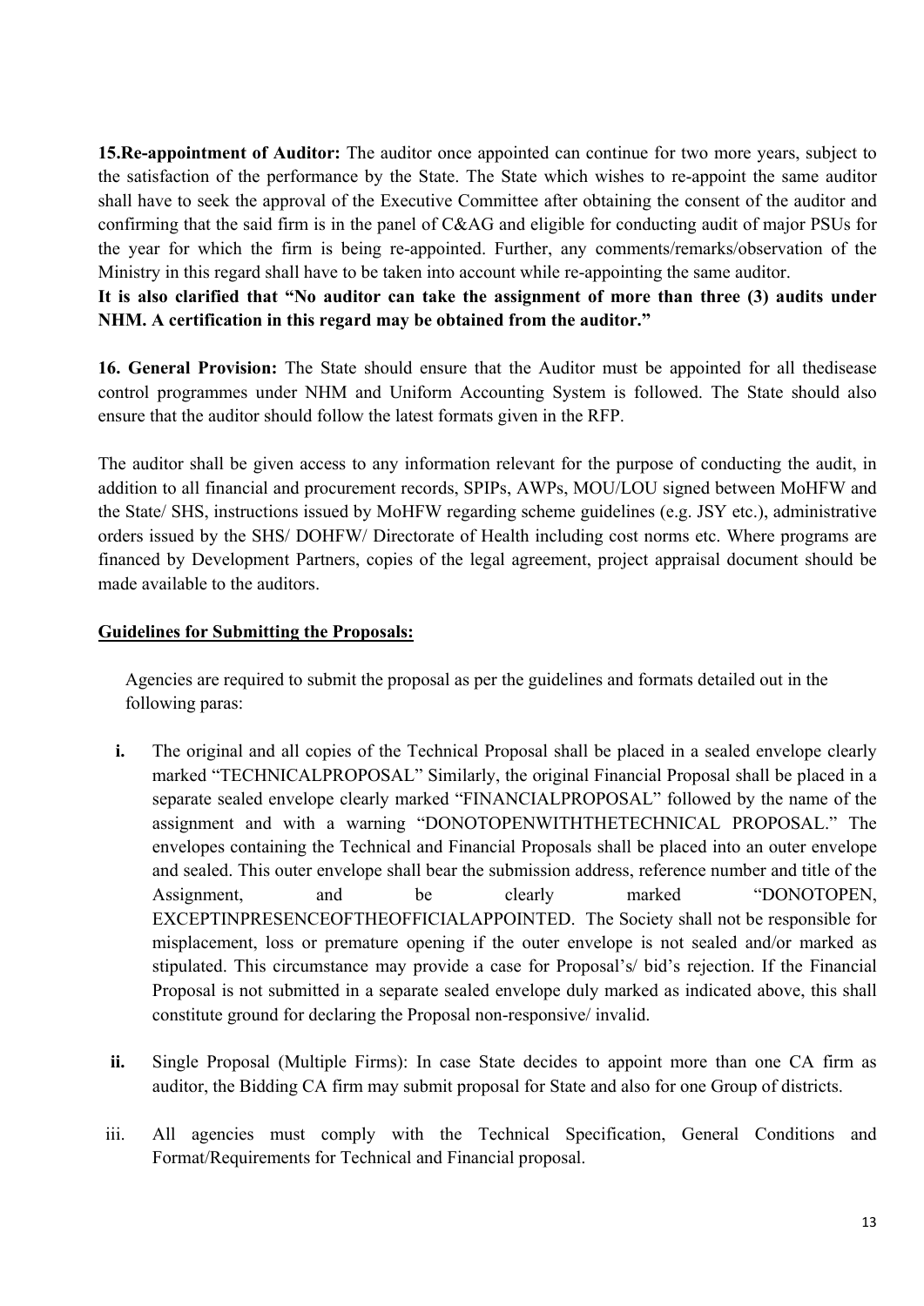**15.Re-appointment of Auditor:** The auditor once appointed can continue for two more years, subject to the satisfaction of the performance by the State. The State which wishes to re-appoint the same auditor shall have to seek the approval of the Executive Committee after obtaining the consent of the auditor and confirming that the said firm is in the panel of C&AG and eligible for conducting audit of major PSUs for the year for which the firm is being re-appointed. Further, any comments/remarks/observation of the Ministry in this regard shall have to be taken into account while re-appointing the same auditor.

**It is also clarified that "No auditor can take the assignment of more than three (3) audits under NHM. A certification in this regard may be obtained from the auditor."**

**16. General Provision:** The State should ensure that the Auditor must be appointed for all thedisease control programmes under NHM and Uniform Accounting System is followed. The State should also ensure that the auditor should follow the latest formats given in the RFP.

The auditor shall be given access to any information relevant for the purpose of conducting the audit, in addition to all financial and procurement records, SPIPs, AWPs, MOU/LOU signed between MoHFW and the State/ SHS, instructions issued by MoHFW regarding scheme guidelines (e.g. JSY etc.), administrative orders issued by the SHS/ DOHFW/ Directorate of Health including cost norms etc. Where programs are financed by Development Partners, copies of the legal agreement, project appraisal document should be made available to the auditors.

**Guidelines for Submitting the Proposals:**

Agencies are required to submit the proposal as per the guidelines and formats detailed out in the following paras:

i. The original and all copies of the Technical Proposal shall be placed in a sealed envelope clearly marked "TECHNICALPROPOSAL" Similarly, the original Financial Proposal shall be placed in a separate sealed envelope clearly marked "FINANCIALPROPOSAL" followed by the name of the assignment and with a warning "DONOTOPENWITHTHETECHNICAL PROPOSAL." The envelopes containing the Technical and Financial Proposals shall be placed into an outer envelope and sealed. This outer envelope shall bear the submission address, reference number and title of the Assignment, and be clearly marked "DONOTOPEN, EXCEPTINPRESENCEOFTHEOFFICIALAPPOINTED. The Society shall not be responsible for misplacement, loss or premature opening if the outer envelope is not sealed and/or marked as stipulated. This circumstance may provide a case for Proposal's/ bid's rejection. If the Financial Proposal is not submitted in a separate sealed envelope duly marked as indicated above, this shall constitute ground for declaring the Proposal non-responsive/ invalid.

ii. Single Proposal (Multiple Firms): In case State decides to appoint more than one CA firm as auditor, the Bidding CA firm may submit proposal for State and also for one Group of districts.

iii. All agencies must comply with the Technical Specification, General Conditions and Format/Requirements for Technical and Financial proposal.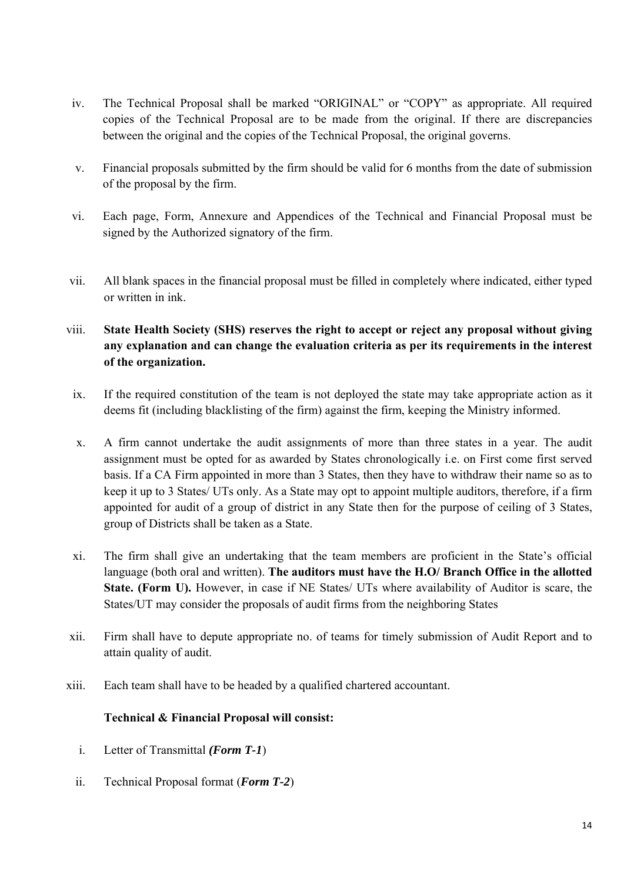iv. The Technical Proposal shall be marked "ORIGINAL" or "COPY" as appropriate. All required copies of the Technical Proposal are to be made from the original. If there are discrepancies between the original and the copies of the Technical Proposal, the original governs.

v. Financial proposals submitted by the firm should be valid for 6 months from the date of submission of the proposal by the firm.

vi. Each page, Form, Annexure and Appendices of the Technical and Financial Proposal must be signed by the Authorized signatory of the firm.

vii. All blank spaces in the financial proposal must be filled in completely where indicated, either typed or written in ink.

viii. **State Health Society (SHS) reserves the right to accept or reject any proposal without giving any explanation and can change the evaluation criteria as per its requirements in the interest of the organization.**

ix. If the required constitution of the team is not deployed the state may take appropriate action as it deems fit (including blacklisting of the firm) against the firm, keeping the Ministry informed.

x. A firm cannot undertake the audit assignments of more than three states in a year. The audit assignment must be opted for as awarded by States chronologically i.e. on First come first served basis. If a CA Firm appointed in more than 3 States, then they have to withdraw their name so as to keep it up to 3 States/ UTs only. As a State may opt to appoint multiple auditors, therefore, if a firm appointed for audit of a group of district in any State then for the purpose of ceiling of 3 States, group of Districts shall be taken as a State.

xi. The firm shall give an undertaking that the team members are proficient in the State's official language (both oral and written). **The auditors must have the H.O/ Branch Office in the allotted State. (Form U).** However, in case if NE States/ UTs where availability of Auditor is scare, the States/UT may consider the proposals of audit firms from the neighboring States

xii. Firm shall have to depute appropriate no. of teams for timely submission of Audit Report and to attain quality of audit.

xiii. Each team shall have to be headed by a qualified chartered accountant.

**Technical & Financial Proposal will consist:**

i. Letter of Transmittal ***(Form T-1)***

ii. Technical Proposal format (***Form T-2***)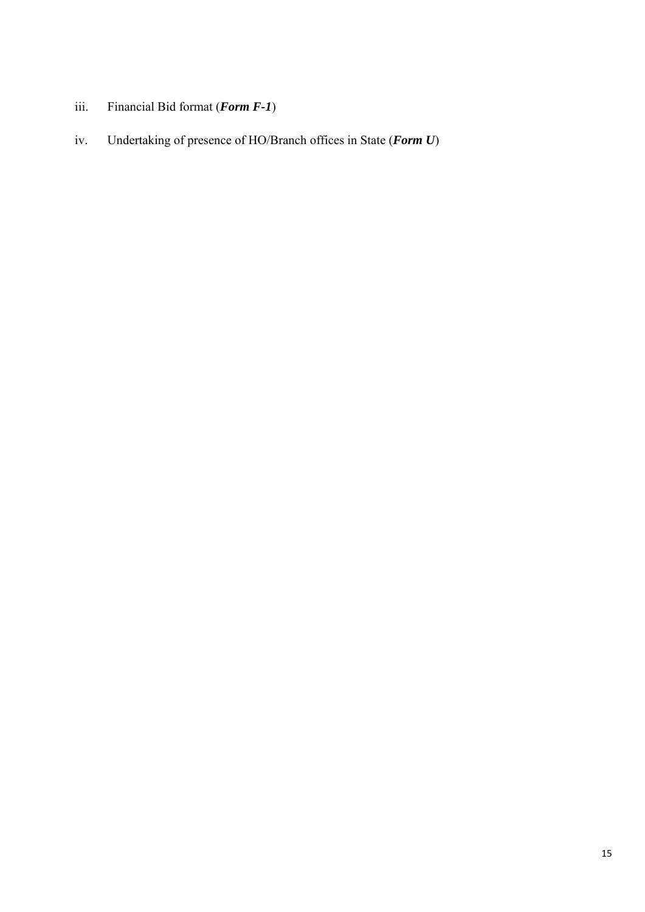iii. Financial Bid format (***Form F-1***)

iv. Undertaking of presence of HO/Branch offices in State (***Form U***)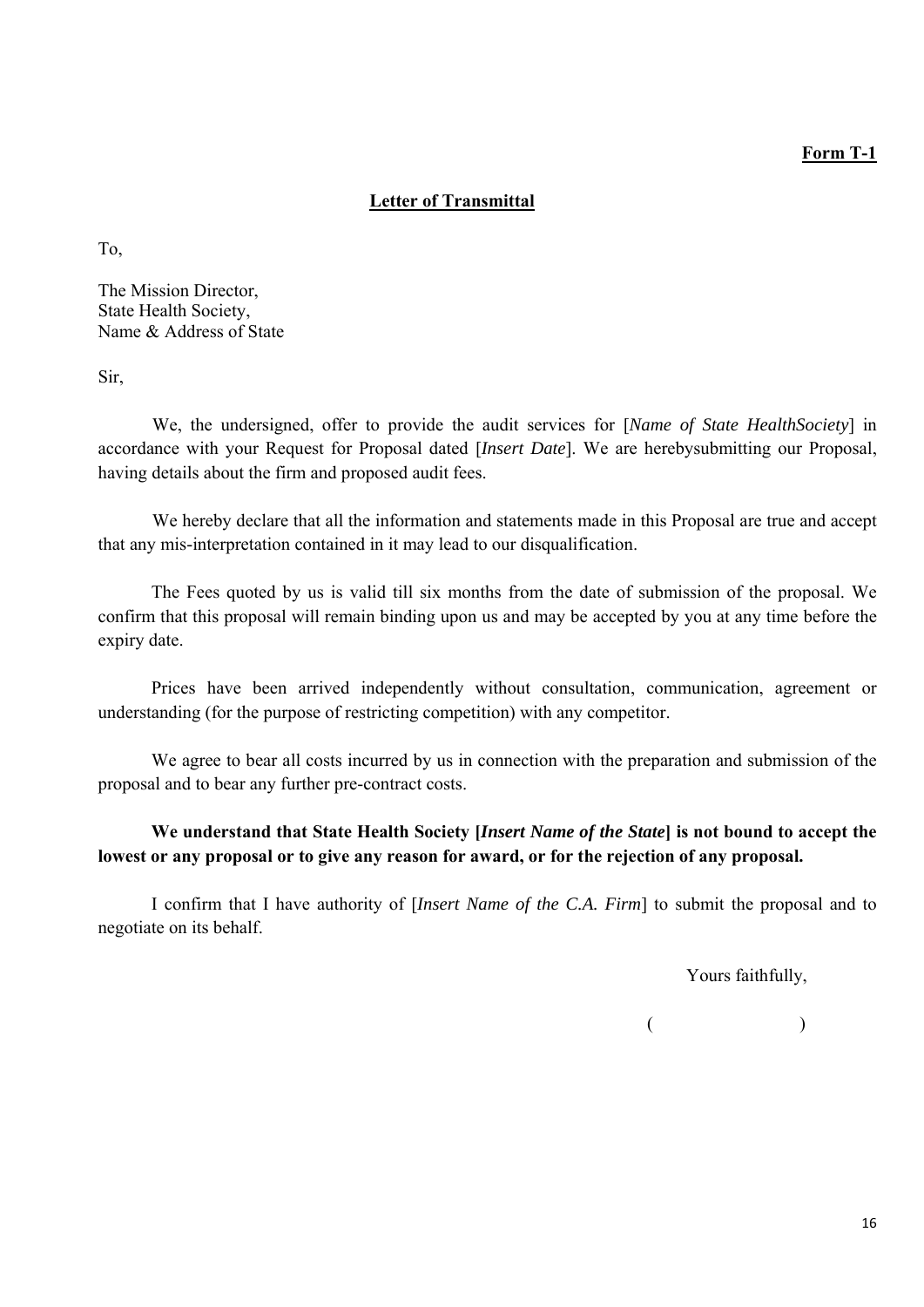**Form T-1**

**Letter of Transmittal**

To,

The Mission Director,
State Health Society,
Name & Address of State

Sir,

We, the undersigned, offer to provide the audit services for [*Name of State HealthSociety*] in accordance with your Request for Proposal dated [*Insert Date*]. We are herebysubmitting our Proposal, having details about the firm and proposed audit fees.

We hereby declare that all the information and statements made in this Proposal are true and accept that any mis-interpretation contained in it may lead to our disqualification.

The Fees quoted by us is valid till six months from the date of submission of the proposal. We confirm that this proposal will remain binding upon us and may be accepted by you at any time before the expiry date.

Prices have been arrived independently without consultation, communication, agreement or understanding (for the purpose of restricting competition) with any competitor.

We agree to bear all costs incurred by us in connection with the preparation and submission of the proposal and to bear any further pre-contract costs.

**We understand that State Health Society [*Insert Name of the State*] is not bound to accept the lowest or any proposal or to give any reason for award, or for the rejection of any proposal.**

I confirm that I have authority of [*Insert Name of the C.A. Firm*] to submit the proposal and to negotiate on its behalf.

Yours faithfully,

( )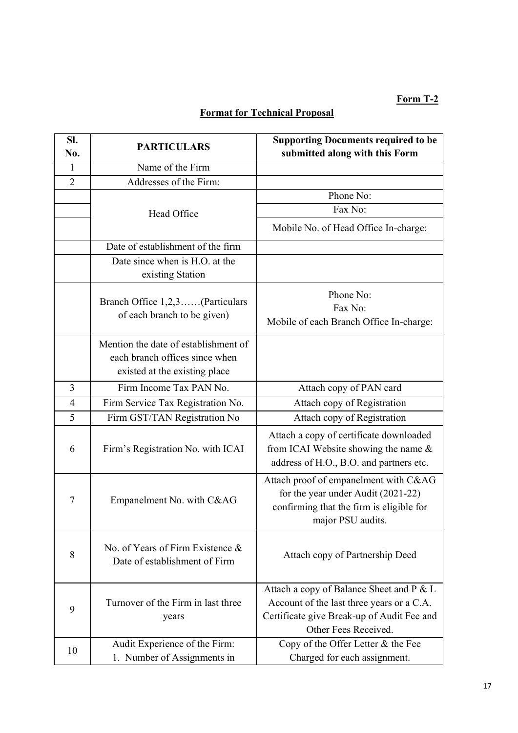**Form T-2**

**Format for Technical Proposal**

| Sl. No. | PARTICULARS | Supporting Documents required to be submitted along with this Form |
|---|---|---|
| 1 | Name of the Firm | |
| 2 | Addresses of the Firm: | |
| | Head Office | Phone No: |
| | | Fax No: |
| | | Mobile No. of Head Office In-charge: |
| | Date of establishment of the firm | |
| | Date since when is H.O. at the existing Station | |
| | Branch Office 1,2,3……(Particulars of each branch to be given) | Phone No:<br>Fax No:<br>Mobile of each Branch Office In-charge: |
| | Mention the date of establishment of each branch offices since when existed at the existing place | |
| 3 | Firm Income Tax PAN No. | Attach copy of PAN card |
| 4 | Firm Service Tax Registration No. | Attach copy of Registration |
| 5 | Firm GST/TAN Registration No | Attach copy of Registration |
| 6 | Firm's Registration No. with ICAI | Attach a copy of certificate downloaded from ICAI Website showing the name & address of H.O., B.O. and partners etc. |
| 7 | Empanelment No. with C&AG | Attach proof of empanelment with C&AG for the year under Audit (2021-22) confirming that the firm is eligible for major PSU audits. |
| 8 | No. of Years of Firm Existence & Date of establishment of Firm | Attach copy of Partnership Deed |
| 9 | Turnover of the Firm in last three years | Attach a copy of Balance Sheet and P & L Account of the last three years or a C.A. Certificate give Break-up of Audit Fee and Other Fees Received. |
| 10 | Audit Experience of the Firm:<br>1. Number of Assignments in | Copy of the Offer Letter & the Fee Charged for each assignment. |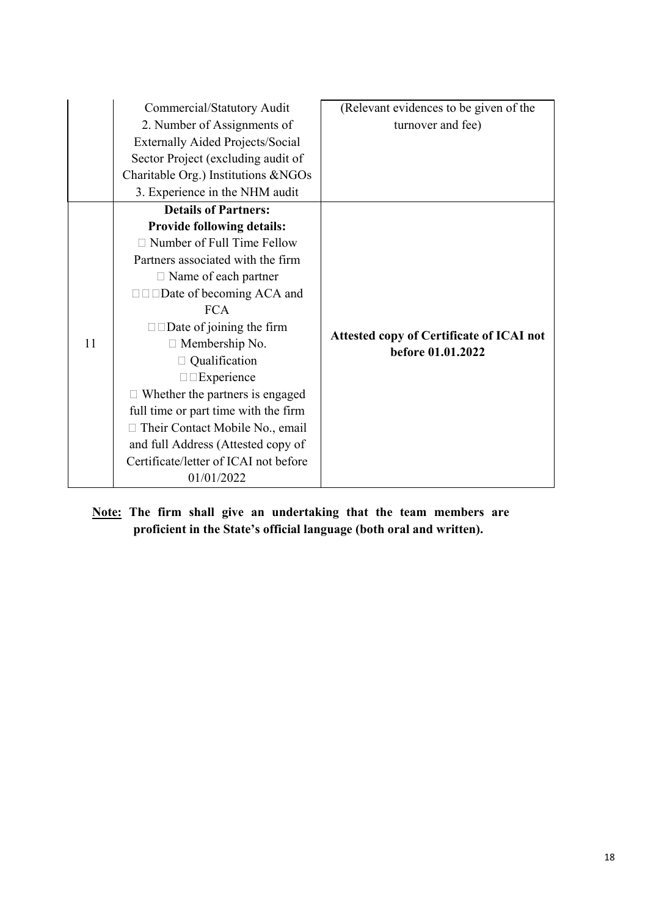|  |  |  |
|---|---|---|
|  | Commercial/Statutory Audit<br>2. Number of Assignments of Externally Aided Projects/Social Sector Project (excluding audit of Charitable Org.) Institutions &NGOs<br>3. Experience in the NHM audit | (Relevant evidences to be given of the turnover and fee) |
| 11 | **Details of Partners:**<br>**Provide following details:**<br> Number of Full Time Fellow Partners associated with the firm<br> Name of each partner<br>Date of becoming ACA and FCA<br>Date of joining the firm<br> Membership No.<br> Qualification<br>Experience<br> Whether the partners is engaged full time or part time with the firm<br> Their Contact Mobile No., email and full Address (Attested copy of Certificate/letter of ICAI not before 01/01/2022 | **Attested copy of Certificate of ICAI not before 01.01.2022** |

**Note: The firm shall give an undertaking that the team members are proficient in the State's official language (both oral and written).**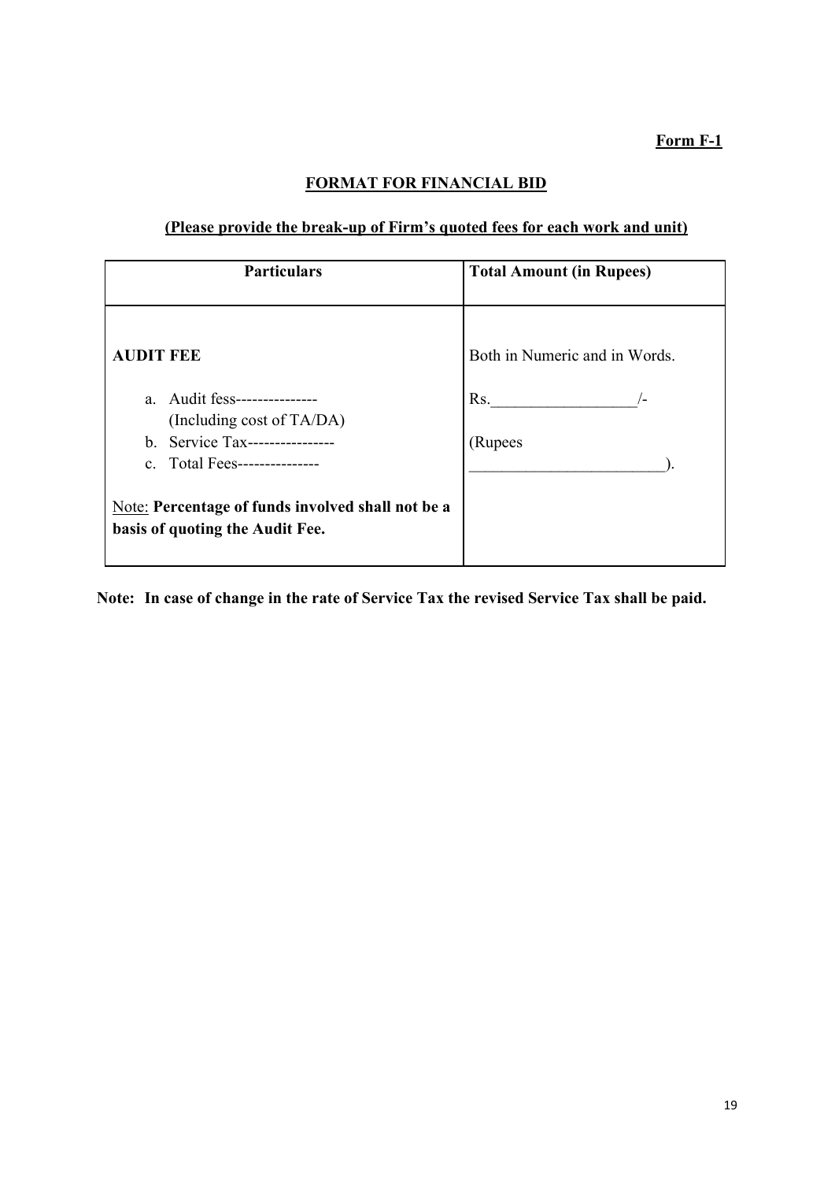**Form F-1**

## FORMAT FOR FINANCIAL BID

**(Please provide the break-up of Firm's quoted fees for each work and unit)**

| Particulars | Total Amount (in Rupees) |
|---|---|
| **AUDIT FEE**<br><br>a. Audit fess---------------<br>(Including cost of TA/DA)<br>b. Service Tax----------------<br>c. Total Fees---------------<br><br>Note: **Percentage of funds involved shall not be a basis of quoting the Audit Fee.** | Both in Numeric and in Words.<br><br>Rs.__________________/-<br><br>(Rupees<br>________________________). |

**Note: In case of change in the rate of Service Tax the revised Service Tax shall be paid.**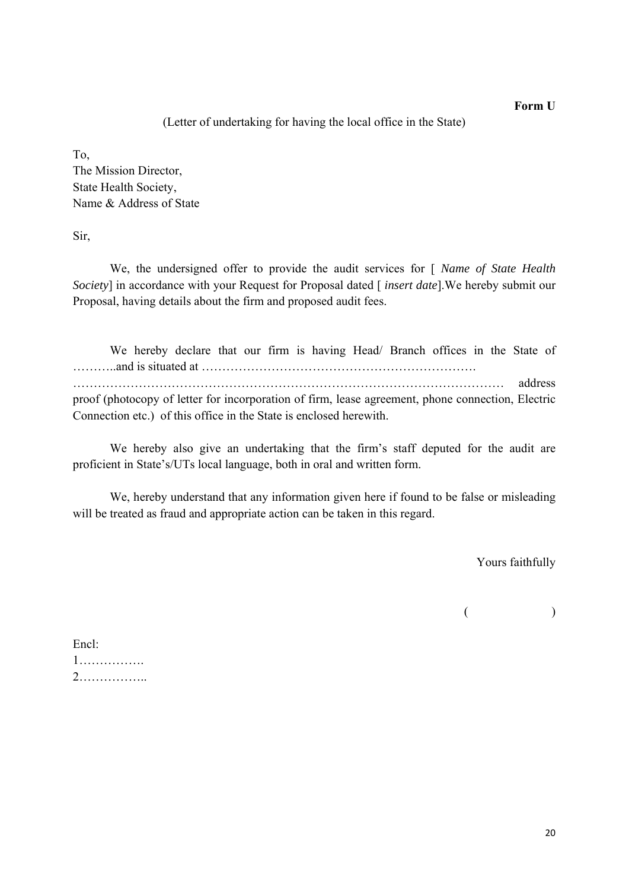**Form U**

(Letter of undertaking for having the local office in the State)

To,
The Mission Director,
State Health Society,
Name & Address of State

Sir,

We, the undersigned offer to provide the audit services for [ *Name of State Health Society*] in accordance with your Request for Proposal dated [ *insert date*].We hereby submit our Proposal, having details about the firm and proposed audit fees.

We hereby declare that our firm is having Head/ Branch offices in the State of ………..and is situated at ………………………………………………………….
………………………………………………………………………………………… address proof (photocopy of letter for incorporation of firm, lease agreement, phone connection, Electric Connection etc.) of this office in the State is enclosed herewith.

We hereby also give an undertaking that the firm's staff deputed for the audit are proficient in State's/UTs local language, both in oral and written form.

We, hereby understand that any information given here if found to be false or misleading will be treated as fraud and appropriate action can be taken in this regard.

Yours faithfully

( )

Encl:
1…………….
2……………..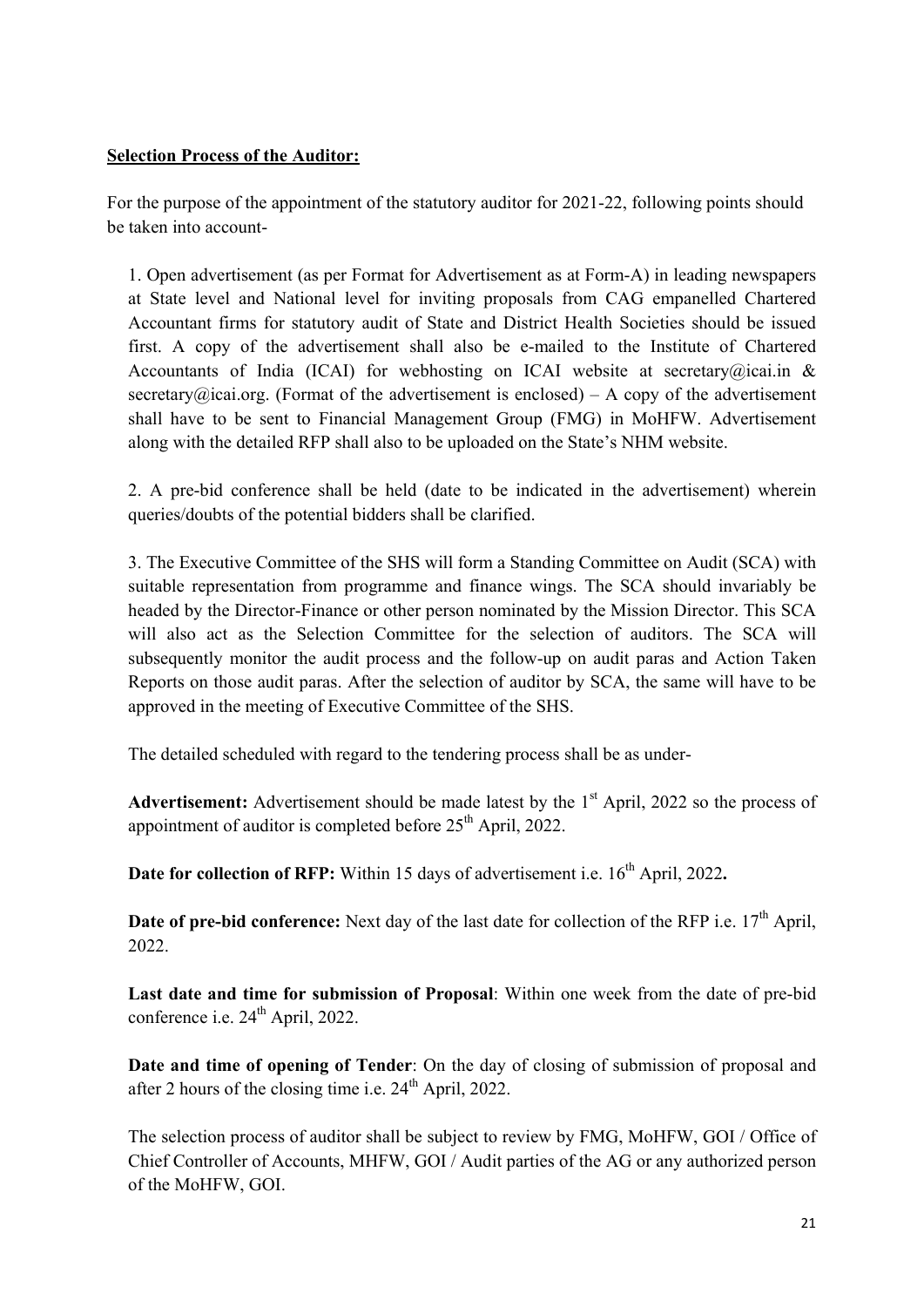**Selection Process of the Auditor:**

For the purpose of the appointment of the statutory auditor for 2021-22, following points should be taken into account-

1. Open advertisement (as per Format for Advertisement as at Form-A) in leading newspapers at State level and National level for inviting proposals from CAG empanelled Chartered Accountant firms for statutory audit of State and District Health Societies should be issued first. A copy of the advertisement shall also be e-mailed to the Institute of Chartered Accountants of India (ICAI) for webhosting on ICAI website at secretary@icai.in & secretary@icai.org. (Format of the advertisement is enclosed) – A copy of the advertisement shall have to be sent to Financial Management Group (FMG) in MoHFW. Advertisement along with the detailed RFP shall also to be uploaded on the State's NHM website.

2. A pre-bid conference shall be held (date to be indicated in the advertisement) wherein queries/doubts of the potential bidders shall be clarified.

3. The Executive Committee of the SHS will form a Standing Committee on Audit (SCA) with suitable representation from programme and finance wings. The SCA should invariably be headed by the Director-Finance or other person nominated by the Mission Director. This SCA will also act as the Selection Committee for the selection of auditors. The SCA will subsequently monitor the audit process and the follow-up on audit paras and Action Taken Reports on those audit paras. After the selection of auditor by SCA, the same will have to be approved in the meeting of Executive Committee of the SHS.

The detailed scheduled with regard to the tendering process shall be as under-

**Advertisement:** Advertisement should be made latest by the 1st April, 2022 so the process of appointment of auditor is completed before 25th April, 2022.

**Date for collection of RFP:** Within 15 days of advertisement i.e. 16th April, 2022**.**

**Date of pre-bid conference:** Next day of the last date for collection of the RFP i.e. 17th April, 2022.

**Last date and time for submission of Proposal**: Within one week from the date of pre-bid conference i.e. 24th April, 2022.

**Date and time of opening of Tender**: On the day of closing of submission of proposal and after 2 hours of the closing time i.e. 24th April, 2022.

The selection process of auditor shall be subject to review by FMG, MoHFW, GOI / Office of Chief Controller of Accounts, MHFW, GOI / Audit parties of the AG or any authorized person of the MoHFW, GOI.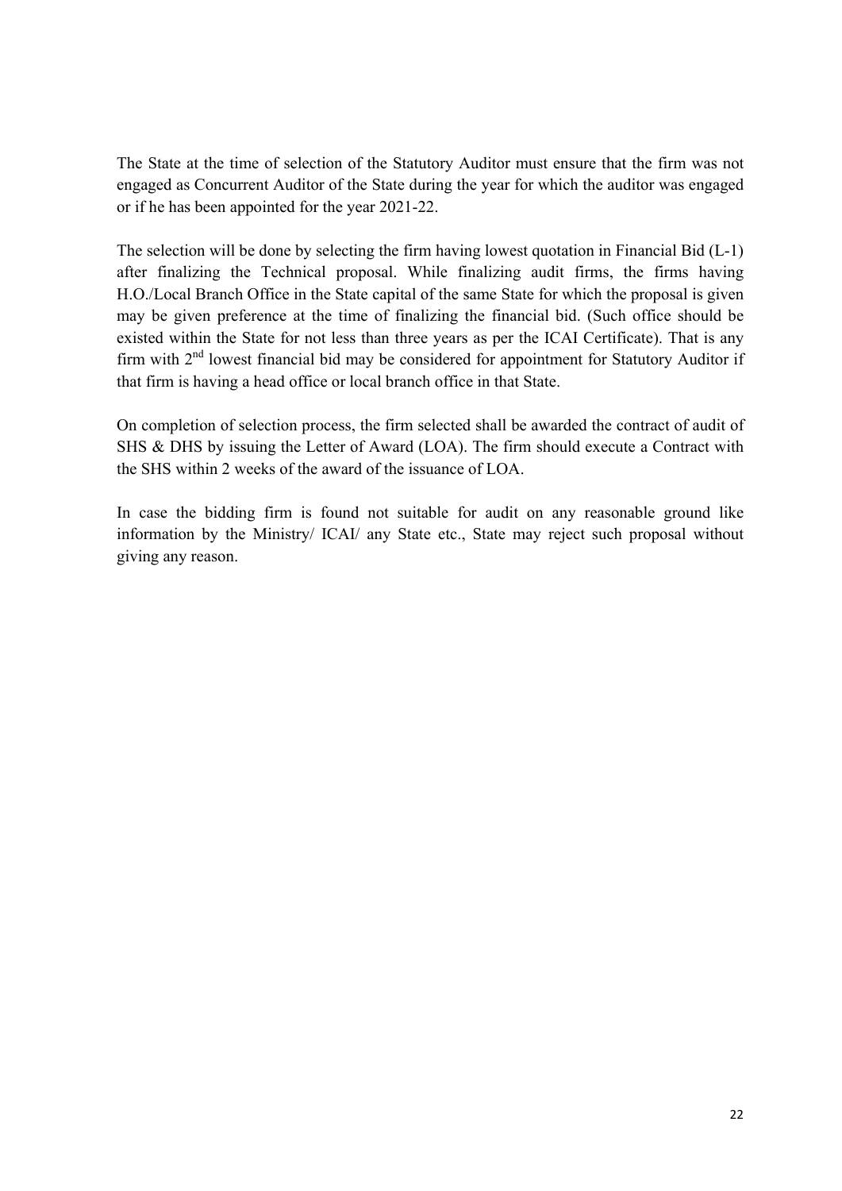The State at the time of selection of the Statutory Auditor must ensure that the firm was not engaged as Concurrent Auditor of the State during the year for which the auditor was engaged or if he has been appointed for the year 2021-22.

The selection will be done by selecting the firm having lowest quotation in Financial Bid (L-1) after finalizing the Technical proposal. While finalizing audit firms, the firms having H.O./Local Branch Office in the State capital of the same State for which the proposal is given may be given preference at the time of finalizing the financial bid. (Such office should be existed within the State for not less than three years as per the ICAI Certificate). That is any firm with 2nd lowest financial bid may be considered for appointment for Statutory Auditor if that firm is having a head office or local branch office in that State.

On completion of selection process, the firm selected shall be awarded the contract of audit of SHS & DHS by issuing the Letter of Award (LOA). The firm should execute a Contract with the SHS within 2 weeks of the award of the issuance of LOA.

In case the bidding firm is found not suitable for audit on any reasonable ground like information by the Ministry/ ICAI/ any State etc., State may reject such proposal without giving any reason.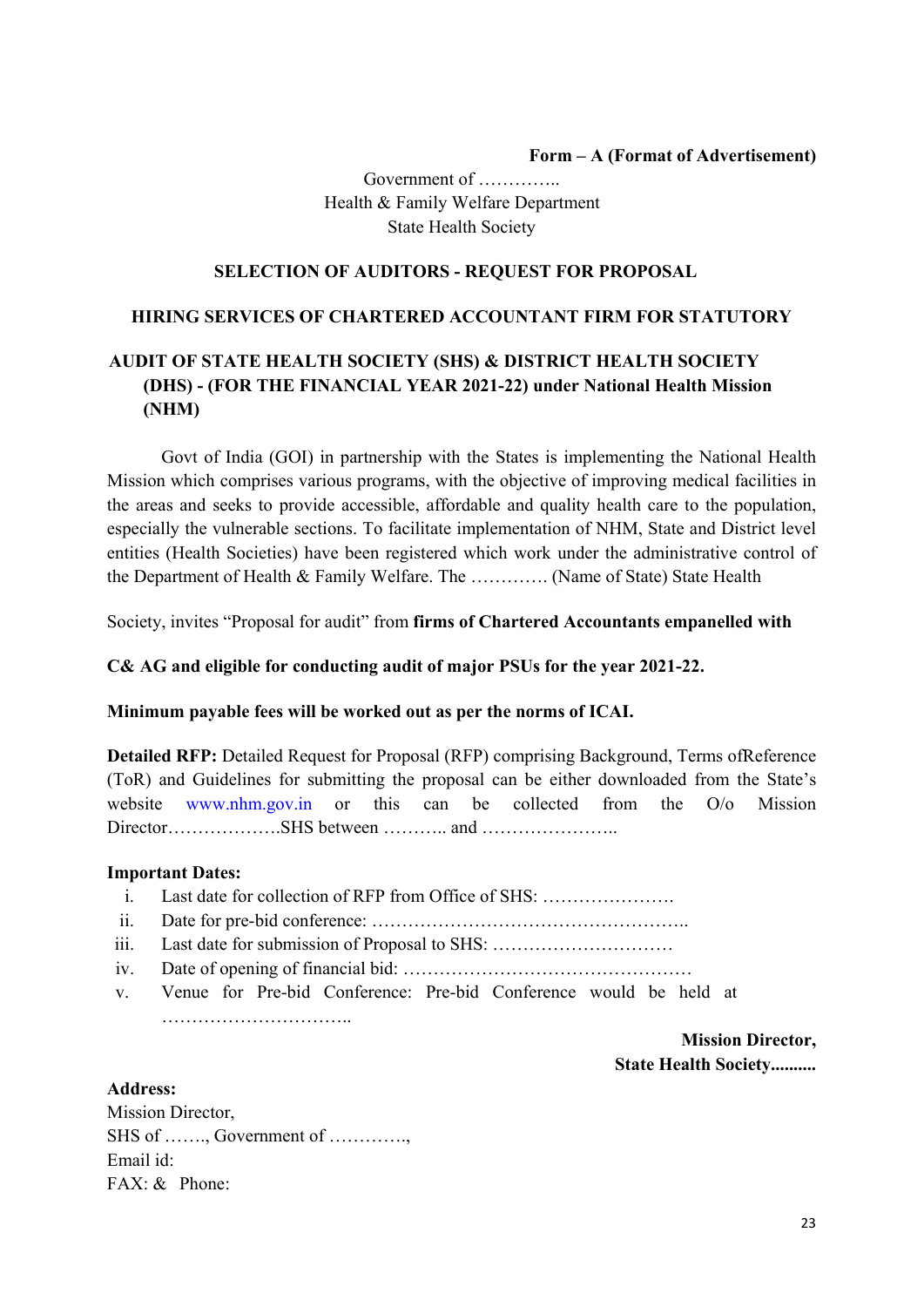**Form – A (Format of Advertisement)**

Government of …………..
Health & Family Welfare Department
State Health Society

## SELECTION OF AUDITORS - REQUEST FOR PROPOSAL

## HIRING SERVICES OF CHARTERED ACCOUNTANT FIRM FOR STATUTORY AUDIT OF STATE HEALTH SOCIETY (SHS) & DISTRICT HEALTH SOCIETY (DHS) - (FOR THE FINANCIAL YEAR 2021-22) under National Health Mission (NHM)

Govt of India (GOI) in partnership with the States is implementing the National Health Mission which comprises various programs, with the objective of improving medical facilities in the areas and seeks to provide accessible, affordable and quality health care to the population, especially the vulnerable sections. To facilitate implementation of NHM, State and District level entities (Health Societies) have been registered which work under the administrative control of the Department of Health & Family Welfare. The …………. (Name of State) State Health

Society, invites "Proposal for audit" from **firms of Chartered Accountants empanelled with**

**C& AG and eligible for conducting audit of major PSUs for the year 2021-22.**

**Minimum payable fees will be worked out as per the norms of ICAI.**

**Detailed RFP:** Detailed Request for Proposal (RFP) comprising Background, Terms ofReference (ToR) and Guidelines for submitting the proposal can be either downloaded from the State's website www.nhm.gov.in or this can be collected from the O/o Mission Director……………….SHS between ……….. and …………………..

**Important Dates:**

i. Last date for collection of RFP from Office of SHS: ………………….
ii. Date for pre-bid conference: ……………………………………………..
iii. Last date for submission of Proposal to SHS: …………………………
iv. Date of opening of financial bid: …………………………………………
v. Venue for Pre-bid Conference: Pre-bid Conference would be held at …………………………..

**Mission Director,**
**State Health Society..........**

**Address:**
Mission Director,
SHS of ……., Government of ………….,
Email id:
FAX: & Phone: